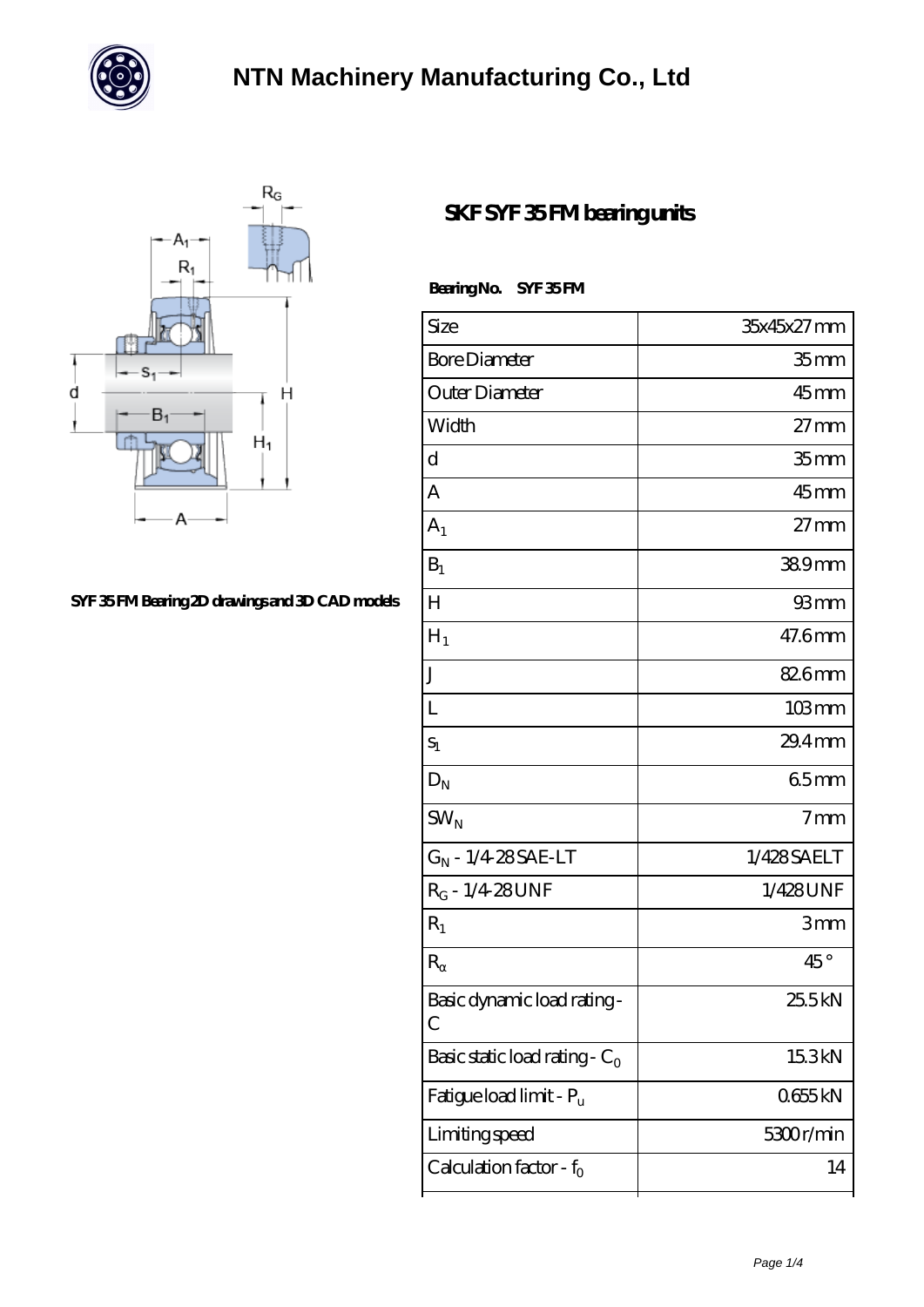# NTN Machinery Manufacturing Co., Ltd

## SKF SYF 35 FM bearing units

SYF 35 FM Bearing 2D drawings and 3D CAD models

**Bearing No. SYF 35 FM**

| Size | 35x45x27 mm |
| --- | --- |
| Bore Diameter | 35 mm |
| Outer Diameter | 45 mm |
| Width | 27 mm |
| d | 35 mm |
| A | 45 mm |
| $A_1$ | 27 mm |
| $B_1$ | 38.9 mm |
| H | 93 mm |
| $H_1$ | 47.6 mm |
| J | 82.6 mm |
| L | 103 mm |
| $s_1$ | 29.4 mm |
| $D_N$ | 6.5 mm |
| $SW_N$ | 7 mm |
| $G_N$ - 1/4-28 SAE-LT | 1/428 SAELT |
| $R_G$ - 1/4-28 UNF | 1/428 UNF |
| $R_1$ | 3 mm |
| $R_\alpha$ | 45 ° |
| Basic dynamic load rating - C | 25.5 kN |
| Basic static load rating - $C_0$ | 15.3 kN |
| Fatigue load limit - $P_u$ | 0.655 kN |
| Limiting speed | 5300 r/min |
| Calculation factor - $f_0$ | 14 |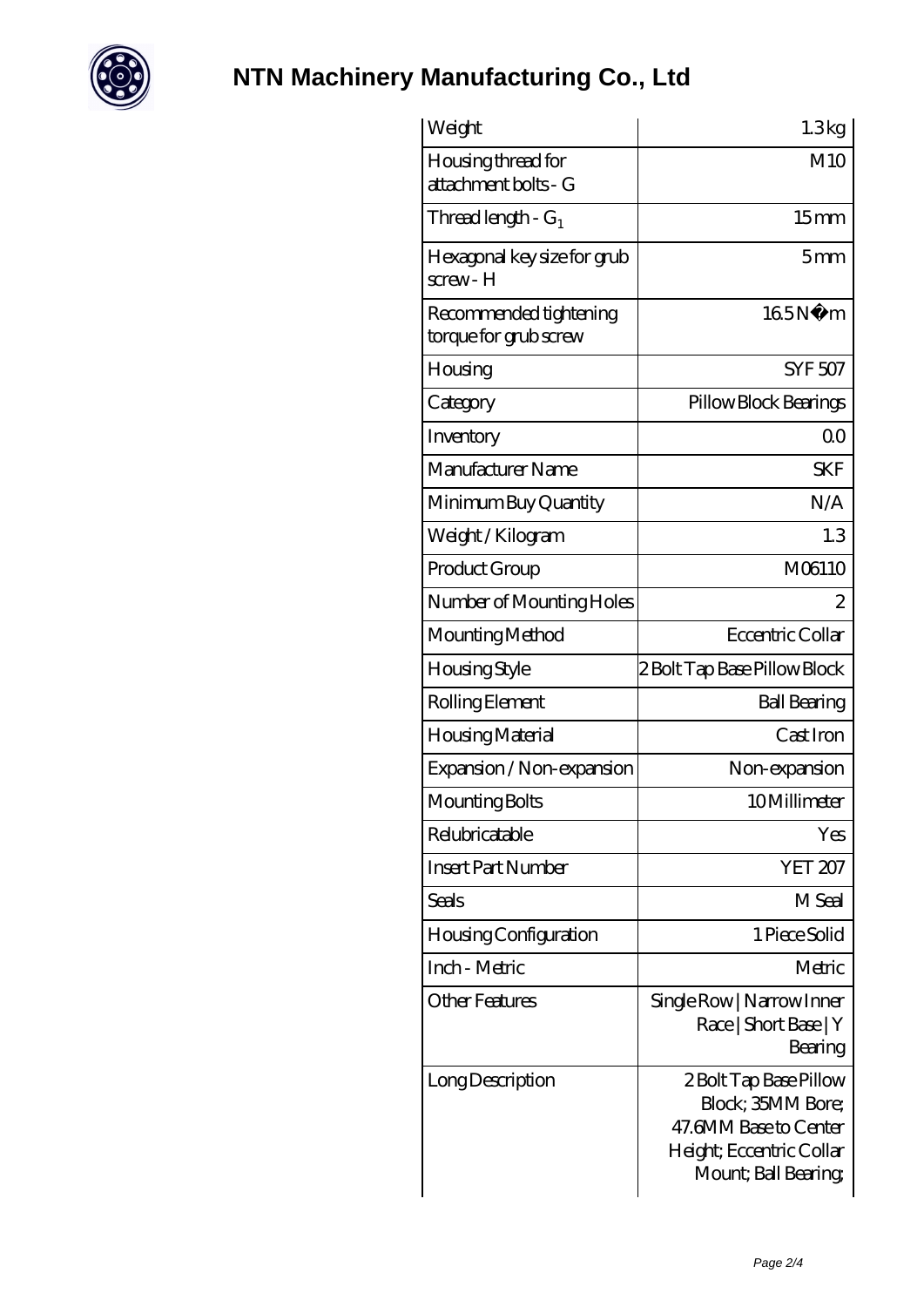# NTN Machinery Manufacturing Co., Ltd

| Weight | 1.3 kg |
|---|---|
| Housing thread for attachment bolts - G | M10 |
| Thread length - $G_1$ | 15 mm |
| Hexagonal key size for grub screw - H | 5 mm |
| Recommended tightening torque for grub screw | 16.5 N·m |
| Housing | SYF 507 |
| Category | Pillow Block Bearings |
| Inventory | 0.0 |
| Manufacturer Name | SKF |
| Minimum Buy Quantity | N/A |
| Weight / Kilogram | 1.3 |
| Product Group | M06110 |
| Number of Mounting Holes | 2 |
| Mounting Method | Eccentric Collar |
| Housing Style | 2 Bolt Tap Base Pillow Block |
| Rolling Element | Ball Bearing |
| Housing Material | Cast Iron |
| Expansion / Non-expansion | Non-expansion |
| Mounting Bolts | 10 Millimeter |
| Relubricatable | Yes |
| Insert Part Number | YET 207 |
| Seals | M Seal |
| Housing Configuration | 1 Piece Solid |
| Inch - Metric | Metric |
| Other Features | Single Row \| Narrow Inner Race \| Short Base \| Y Bearing |
| Long Description | 2 Bolt Tap Base Pillow Block; 35MM Bore; 47.6MM Base to Center Height; Eccentric Collar Mount; Ball Bearing; |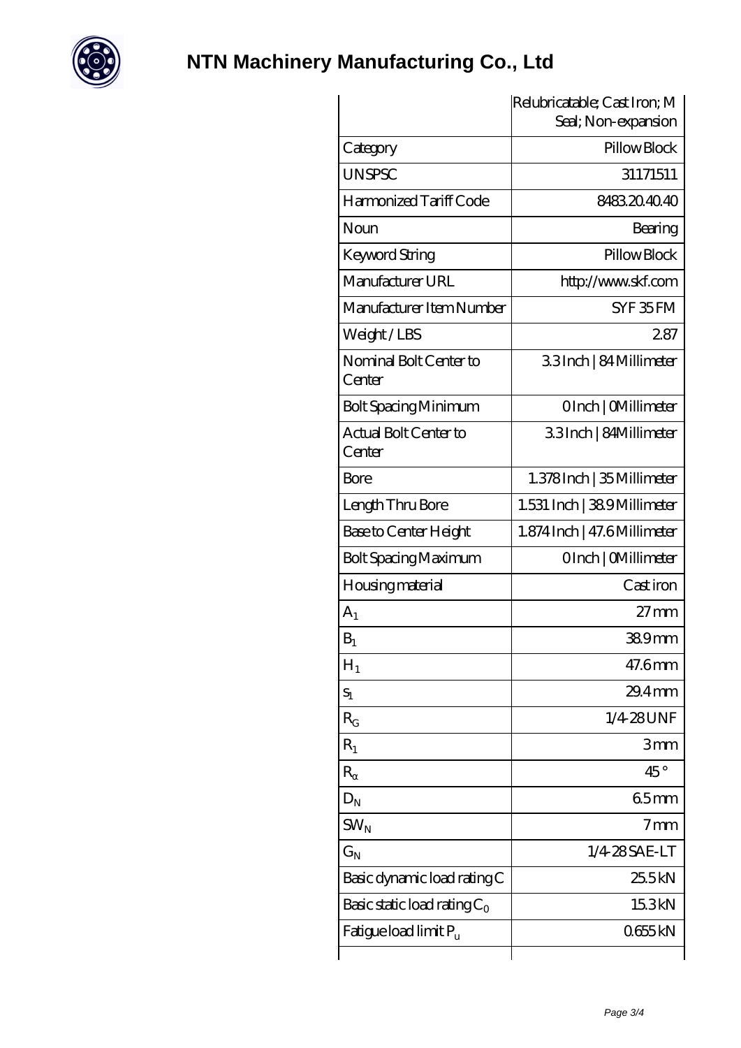# NTN Machinery Manufacturing Co., Ltd

| | Relubricatable; Cast Iron; M Seal; Non-expansion |
|---|---|
| Category | Pillow Block |
| UNSPSC | 31171511 |
| Harmonized Tariff Code | 8483.20.40.40 |
| Noun | Bearing |
| Keyword String | Pillow Block |
| Manufacturer URL | http://www.skf.com |
| Manufacturer Item Number | SYF 35 FM |
| Weight / LBS | 2.87 |
| Nominal Bolt Center to Center | 3.3 Inch \| 84 Millimeter |
| Bolt Spacing Minimum | 0 Inch \| 0 Millimeter |
| Actual Bolt Center to Center | 3.3 Inch \| 84 Millimeter |
| Bore | 1.378 Inch \| 35 Millimeter |
| Length Thru Bore | 1.531 Inch \| 38.9 Millimeter |
| Base to Center Height | 1.874 Inch \| 47.6 Millimeter |
| Bolt Spacing Maximum | 0 Inch \| 0 Millimeter |
| Housing material | Cast iron |
| $A_1$ | 27 mm |
| $B_1$ | 38.9 mm |
| $H_1$ | 47.6 mm |
| $s_1$ | 29.4 mm |
| $R_G$ | 1/4-28 UNF |
| $R_1$ | 3 mm |
| $R_\alpha$ | 45 ° |
| $D_N$ | 6.5 mm |
| $SW_N$ | 7 mm |
| $G_N$ | 1/4-28 SAE-LT |
| Basic dynamic load rating C | 25.5 kN |
| Basic static load rating $C_0$ | 15.3 kN |
| Fatigue load limit $P_u$ | 0.655 kN |
| | |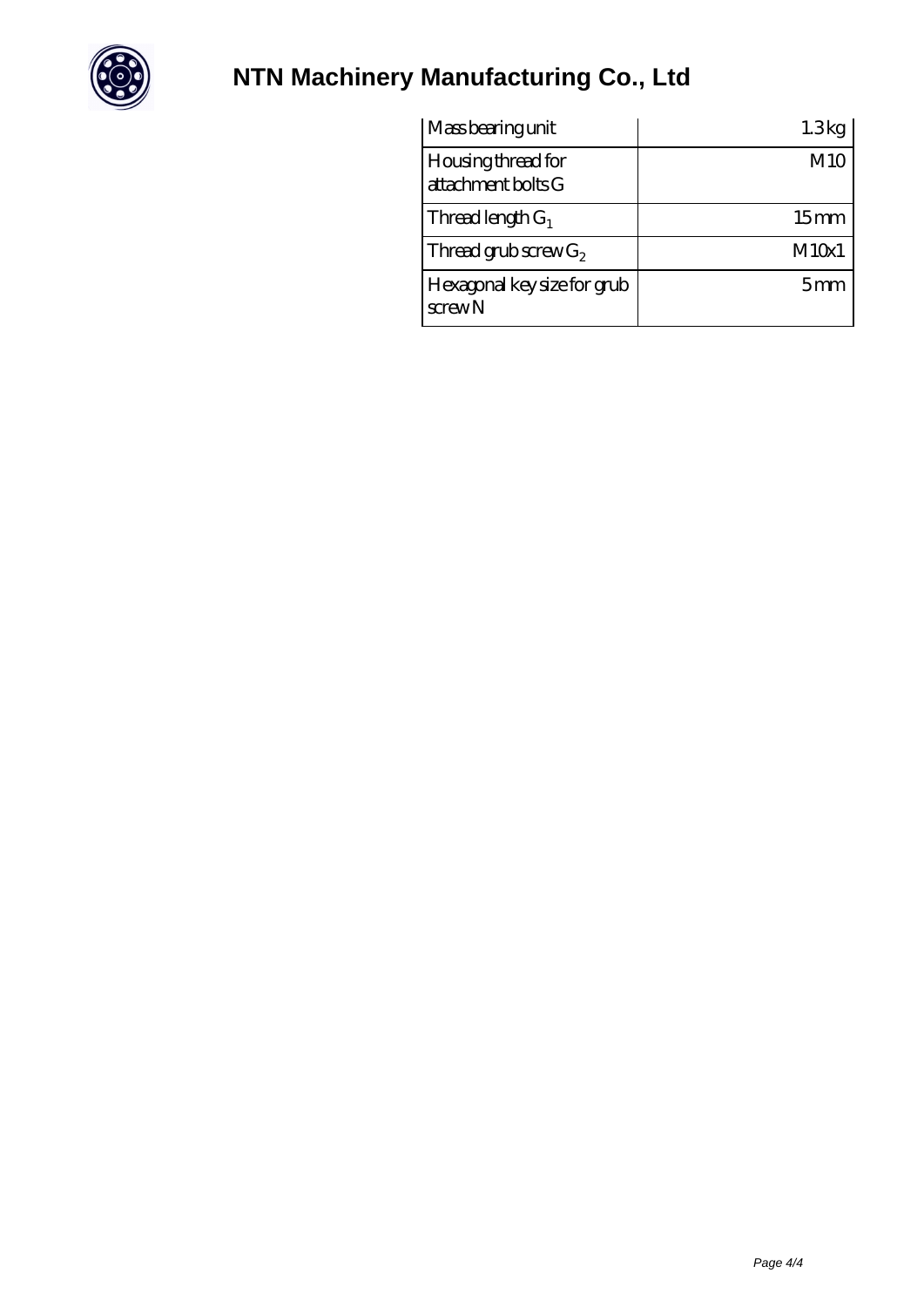| | |
|---|---|
| Mass bearing unit | 1.3 kg |
| Housing thread for attachment bolts G | M10 |
| Thread length $G_1$ | 15 mm |
| Thread grub screw $G_2$ | M10x1 |
| Hexagonal key size for grub screw N | 5 mm |